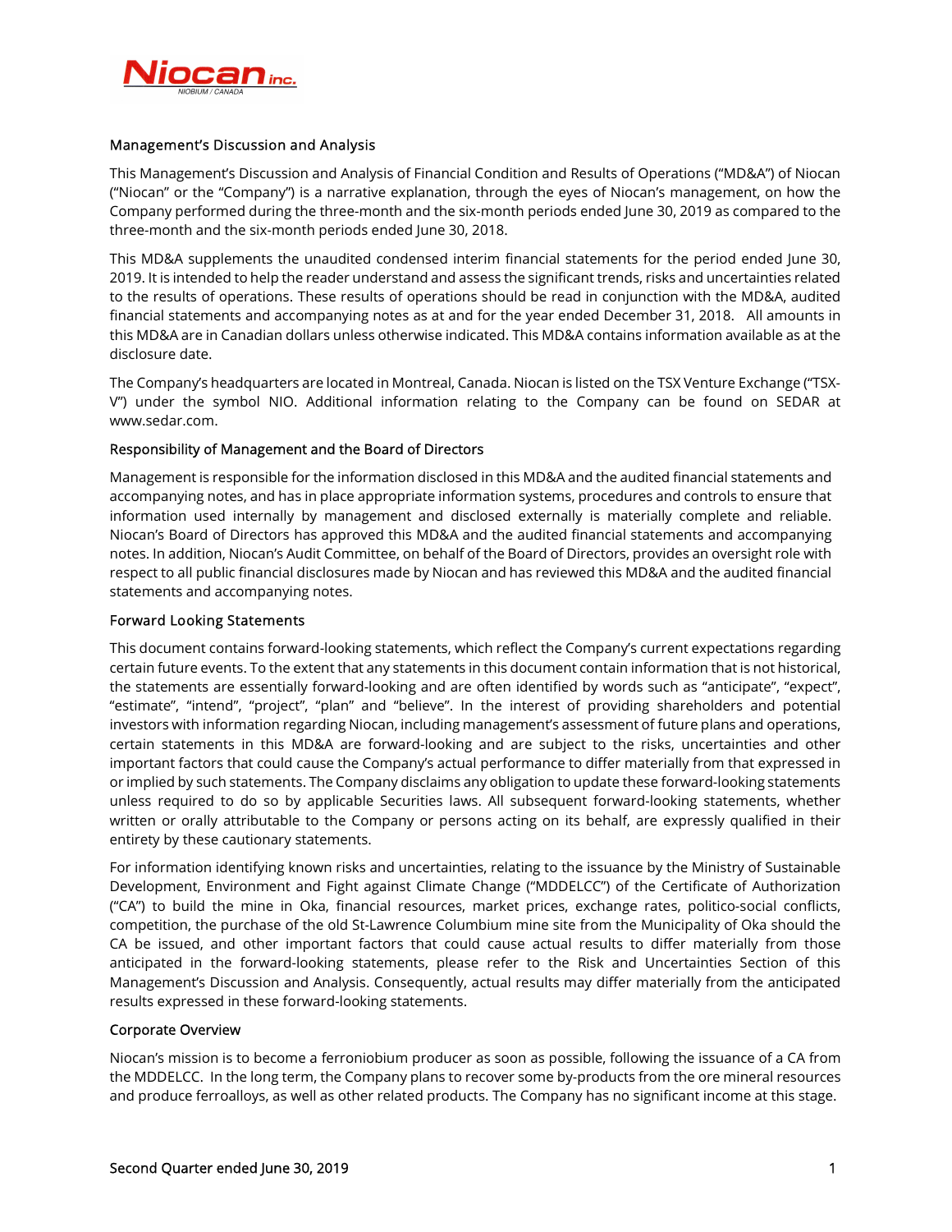## Management's Discussion and Analysis

This Management's Discussion and Analysis of Financial Condition and Results of Operations ("MD&A") of Niocan ("Niocan" or the "Company") is a narrative explanation, through the eyes of Niocan's management, on how the Company performed during the three-month and the six-month periods ended June 30, 2019 as compared to the three-month and the six-month periods ended June 30, 2018.

This MD&A supplements the unaudited condensed interim financial statements for the period ended June 30, 2019. It is intended to help the reader understand and assess the significant trends, risks and uncertainties related to the results of operations. These results of operations should be read in conjunction with the MD&A, audited financial statements and accompanying notes as at and for the year ended December 31, 2018. All amounts in this MD&A are in Canadian dollars unless otherwise indicated. This MD&A contains information available as at the disclosure date.

The Company's headquarters are located in Montreal, Canada. Niocan is listed on the TSX Venture Exchange ("TSX-V") under the symbol NIO. Additional information relating to the Company can be found on SEDAR at www.sedar.com.

## Responsibility of Management and the Board of Directors

Management is responsible for the information disclosed in this MD&A and the audited financial statements and accompanying notes, and has in place appropriate information systems, procedures and controls to ensure that information used internally by management and disclosed externally is materially complete and reliable. Niocan's Board of Directors has approved this MD&A and the audited financial statements and accompanying notes. In addition, Niocan's Audit Committee, on behalf of the Board of Directors, provides an oversight role with respect to all public financial disclosures made by Niocan and has reviewed this MD&A and the audited financial statements and accompanying notes.

## Forward Looking Statements

This document contains forward-looking statements, which reflect the Company's current expectations regarding certain future events. To the extent that any statements in this document contain information that is not historical, the statements are essentially forward-looking and are often identified by words such as "anticipate", "expect", "estimate", "intend", "project", "plan" and "believe". In the interest of providing shareholders and potential investors with information regarding Niocan, including management's assessment of future plans and operations, certain statements in this MD&A are forward-looking and are subject to the risks, uncertainties and other important factors that could cause the Company's actual performance to differ materially from that expressed in or implied by such statements. The Company disclaims any obligation to update these forward-looking statements unless required to do so by applicable Securities laws. All subsequent forward-looking statements, whether written or orally attributable to the Company or persons acting on its behalf, are expressly qualified in their entirety by these cautionary statements.

For information identifying known risks and uncertainties, relating to the issuance by the Ministry of Sustainable Development, Environment and Fight against Climate Change ("MDDELCC") of the Certificate of Authorization ("CA") to build the mine in Oka, financial resources, market prices, exchange rates, politico-social conflicts, competition, the purchase of the old St-Lawrence Columbium mine site from the Municipality of Oka should the CA be issued, and other important factors that could cause actual results to differ materially from those anticipated in the forward-looking statements, please refer to the Risk and Uncertainties Section of this Management's Discussion and Analysis. Consequently, actual results may differ materially from the anticipated results expressed in these forward-looking statements.

## Corporate Overview

Niocan's mission is to become a ferroniobium producer as soon as possible, following the issuance of a CA from the MDDELCC. In the long term, the Company plans to recover some by-products from the ore mineral resources and produce ferroalloys, as well as other related products. The Company has no significant income at this stage.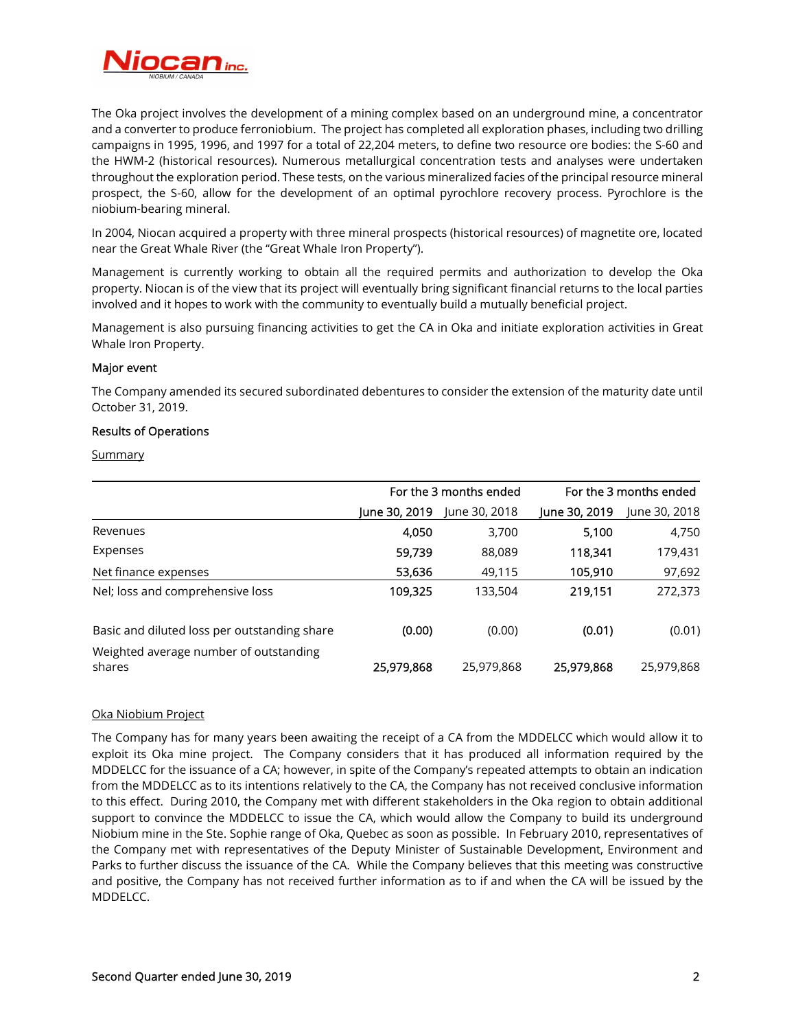The Oka project involves the development of a mining complex based on an underground mine, a concentrator and a converter to produce ferroniobium. The project has completed all exploration phases, including two drilling campaigns in 1995, 1996, and 1997 for a total of 22,204 meters, to define two resource ore bodies: the S-60 and the HWM-2 (historical resources). Numerous metallurgical concentration tests and analyses were undertaken throughout the exploration period. These tests, on the various mineralized facies of the principal resource mineral prospect, the S-60, allow for the development of an optimal pyrochlore recovery process. Pyrochlore is the niobium-bearing mineral.

In 2004, Niocan acquired a property with three mineral prospects (historical resources) of magnetite ore, located near the Great Whale River (the "Great Whale Iron Property").

Management is currently working to obtain all the required permits and authorization to develop the Oka property. Niocan is of the view that its project will eventually bring significant financial returns to the local parties involved and it hopes to work with the community to eventually build a mutually beneficial project.

Management is also pursuing financing activities to get the CA in Oka and initiate exploration activities in Great Whale Iron Property.

### Major event

The Company amended its secured subordinated debentures to consider the extension of the maturity date until October 31, 2019.

### Results of Operations

Summary

| | For the 3 months ended | | For the 3 months ended | |
|---|---|---|---|---|
| | **June 30, 2019** | June 30, 2018 | **June 30, 2019** | June 30, 2018 |
| Revenues | **4,050** | 3,700 | **5,100** | 4,750 |
| Expenses | **59,739** | 88,089 | **118,341** | 179,431 |
| Net finance expenses | **53,636** | 49,115 | **105,910** | 97,692 |
| Nel; loss and comprehensive loss | **109,325** | 133,504 | **219,151** | 272,373 |
| Basic and diluted loss per outstanding share | **(0.00)** | (0.00) | **(0.01)** | (0.01) |
| Weighted average number of outstanding shares | **25,979,868** | 25,979,868 | **25,979,868** | 25,979,868 |

Oka Niobium Project

The Company has for many years been awaiting the receipt of a CA from the MDDELCC which would allow it to exploit its Oka mine project. The Company considers that it has produced all information required by the MDDELCC for the issuance of a CA; however, in spite of the Company's repeated attempts to obtain an indication from the MDDELCC as to its intentions relatively to the CA, the Company has not received conclusive information to this effect. During 2010, the Company met with different stakeholders in the Oka region to obtain additional support to convince the MDDELCC to issue the CA, which would allow the Company to build its underground Niobium mine in the Ste. Sophie range of Oka, Quebec as soon as possible. In February 2010, representatives of the Company met with representatives of the Deputy Minister of Sustainable Development, Environment and Parks to further discuss the issuance of the CA. While the Company believes that this meeting was constructive and positive, the Company has not received further information as to if and when the CA will be issued by the MDDELCC.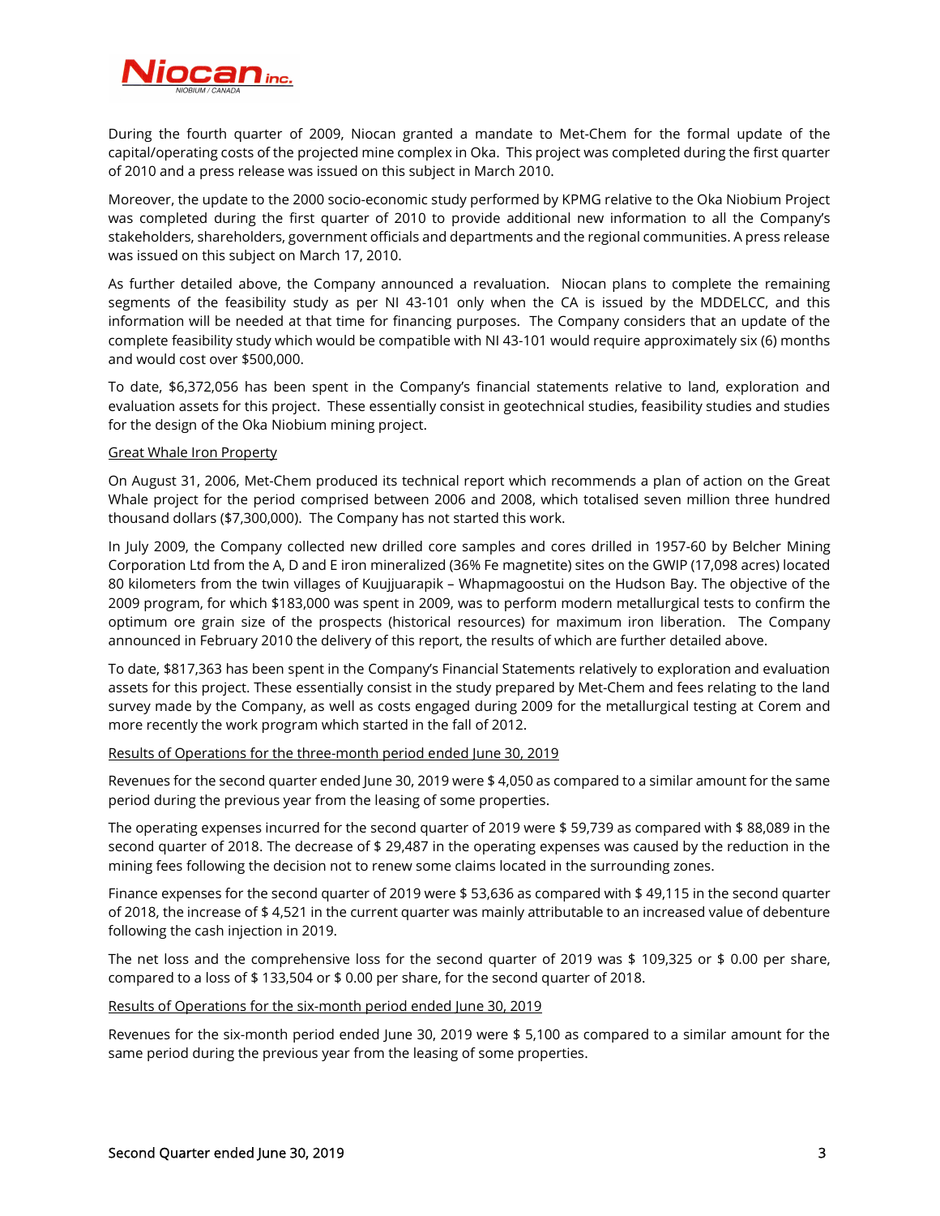During the fourth quarter of 2009, Niocan granted a mandate to Met-Chem for the formal update of the capital/operating costs of the projected mine complex in Oka. This project was completed during the first quarter of 2010 and a press release was issued on this subject in March 2010.

Moreover, the update to the 2000 socio-economic study performed by KPMG relative to the Oka Niobium Project was completed during the first quarter of 2010 to provide additional new information to all the Company's stakeholders, shareholders, government officials and departments and the regional communities. A press release was issued on this subject on March 17, 2010.

As further detailed above, the Company announced a revaluation. Niocan plans to complete the remaining segments of the feasibility study as per NI 43-101 only when the CA is issued by the MDDELCC, and this information will be needed at that time for financing purposes. The Company considers that an update of the complete feasibility study which would be compatible with NI 43-101 would require approximately six (6) months and would cost over $500,000.

To date, $6,372,056 has been spent in the Company's financial statements relative to land, exploration and evaluation assets for this project. These essentially consist in geotechnical studies, feasibility studies and studies for the design of the Oka Niobium mining project.

<u>Great Whale Iron Property</u>

On August 31, 2006, Met-Chem produced its technical report which recommends a plan of action on the Great Whale project for the period comprised between 2006 and 2008, which totalised seven million three hundred thousand dollars ($7,300,000). The Company has not started this work.

In July 2009, the Company collected new drilled core samples and cores drilled in 1957-60 by Belcher Mining Corporation Ltd from the A, D and E iron mineralized (36% Fe magnetite) sites on the GWIP (17,098 acres) located 80 kilometers from the twin villages of Kuujjuarapik – Whapmagoostui on the Hudson Bay. The objective of the 2009 program, for which $183,000 was spent in 2009, was to perform modern metallurgical tests to confirm the optimum ore grain size of the prospects (historical resources) for maximum iron liberation. The Company announced in February 2010 the delivery of this report, the results of which are further detailed above.

To date, $817,363 has been spent in the Company's Financial Statements relatively to exploration and evaluation assets for this project. These essentially consist in the study prepared by Met-Chem and fees relating to the land survey made by the Company, as well as costs engaged during 2009 for the metallurgical testing at Corem and more recently the work program which started in the fall of 2012.

<u>Results of Operations for the three-month period ended June 30, 2019</u>

Revenues for the second quarter ended June 30, 2019 were $ 4,050 as compared to a similar amount for the same period during the previous year from the leasing of some properties.

The operating expenses incurred for the second quarter of 2019 were $ 59,739 as compared with $ 88,089 in the second quarter of 2018. The decrease of $ 29,487 in the operating expenses was caused by the reduction in the mining fees following the decision not to renew some claims located in the surrounding zones.

Finance expenses for the second quarter of 2019 were $ 53,636 as compared with $ 49,115 in the second quarter of 2018, the increase of $ 4,521 in the current quarter was mainly attributable to an increased value of debenture following the cash injection in 2019.

The net loss and the comprehensive loss for the second quarter of 2019 was $ 109,325 or $ 0.00 per share, compared to a loss of $ 133,504 or $ 0.00 per share, for the second quarter of 2018.

<u>Results of Operations for the six-month period ended June 30, 2019</u>

Revenues for the six-month period ended June 30, 2019 were $ 5,100 as compared to a similar amount for the same period during the previous year from the leasing of some properties.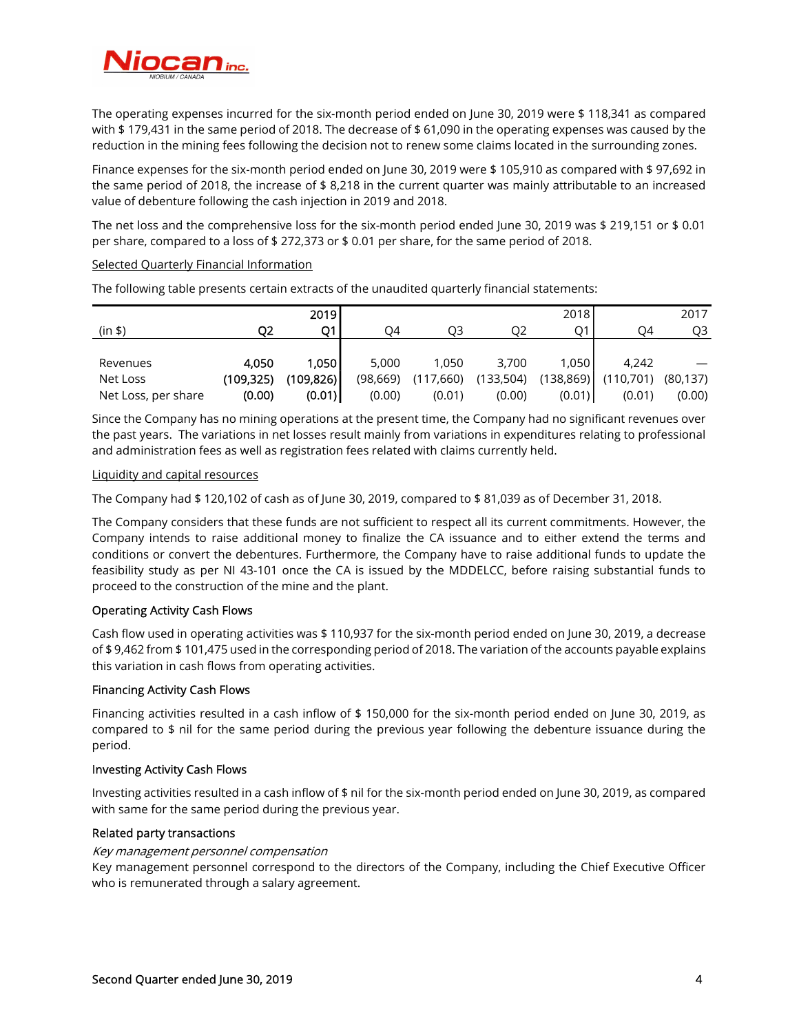The operating expenses incurred for the six-month period ended on June 30, 2019 were $ 118,341 as compared with $ 179,431 in the same period of 2018. The decrease of $ 61,090 in the operating expenses was caused by the reduction in the mining fees following the decision not to renew some claims located in the surrounding zones.

Finance expenses for the six-month period ended on June 30, 2019 were $ 105,910 as compared with $ 97,692 in the same period of 2018, the increase of $ 8,218 in the current quarter was mainly attributable to an increased value of debenture following the cash injection in 2019 and 2018.

The net loss and the comprehensive loss for the six-month period ended June 30, 2019 was $ 219,151 or $ 0.01 per share, compared to a loss of $ 272,373 or $ 0.01 per share, for the same period of 2018.

Selected Quarterly Financial Information

The following table presents certain extracts of the unaudited quarterly financial statements:

| (in $) | 2019 Q2 | 2019 Q1 | 2018 Q4 | 2018 Q3 | 2018 Q2 | 2018 Q1 | 2017 Q4 | 2017 Q3 |
|---|---|---|---|---|---|---|---|---|
| Revenues | **4,050** | **1,050** | 5,000 | 1,050 | 3,700 | 1,050 | 4,242 | — |
| Net Loss | **(109,325)** | **(109,826)** | (98,669) | (117,660) | (133,504) | (138,869) | (110,701) | (80,137) |
| Net Loss, per share | **(0.00)** | **(0.01)** | (0.00) | (0.01) | (0.00) | (0.01) | (0.01) | (0.00) |

Since the Company has no mining operations at the present time, the Company had no significant revenues over the past years. The variations in net losses result mainly from variations in expenditures relating to professional and administration fees as well as registration fees related with claims currently held.

Liquidity and capital resources

The Company had $ 120,102 of cash as of June 30, 2019, compared to $ 81,039 as of December 31, 2018.

The Company considers that these funds are not sufficient to respect all its current commitments. However, the Company intends to raise additional money to finalize the CA issuance and to either extend the terms and conditions or convert the debentures. Furthermore, the Company have to raise additional funds to update the feasibility study as per NI 43-101 once the CA is issued by the MDDELCC, before raising substantial funds to proceed to the construction of the mine and the plant.

### Operating Activity Cash Flows

Cash flow used in operating activities was $ 110,937 for the six-month period ended on June 30, 2019, a decrease of $ 9,462 from $ 101,475 used in the corresponding period of 2018. The variation of the accounts payable explains this variation in cash flows from operating activities.

### Financing Activity Cash Flows

Financing activities resulted in a cash inflow of $ 150,000 for the six-month period ended on June 30, 2019, as compared to $ nil for the same period during the previous year following the debenture issuance during the period.

### Investing Activity Cash Flows

Investing activities resulted in a cash inflow of $ nil for the six-month period ended on June 30, 2019, as compared with same for the same period during the previous year.

### Related party transactions

*Key management personnel compensation*
Key management personnel correspond to the directors of the Company, including the Chief Executive Officer who is remunerated through a salary agreement.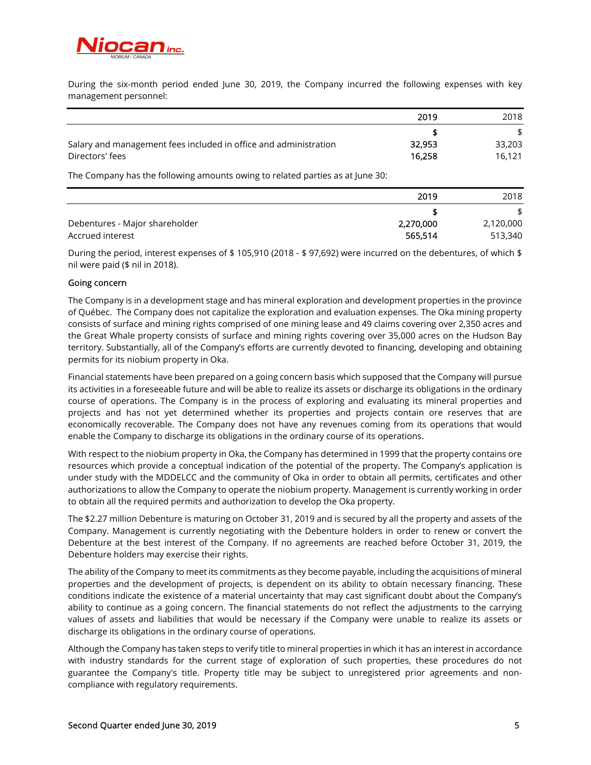During the six-month period ended June 30, 2019, the Company incurred the following expenses with key management personnel:

| | 2019 | 2018 |
|---|---|---|
| | **$** | $ |
| Salary and management fees included in office and administration | **32,953** | 33,203 |
| Directors' fees | **16,258** | 16,121 |

The Company has the following amounts owing to related parties as at June 30:

| | 2019 | 2018 |
|---|---|---|
| | **$** | $ |
| Debentures - Major shareholder | **2,270,000** | 2,120,000 |
| Accrued interest | **565,514** | 513,340 |

During the period, interest expenses of $ 105,910 (2018 - $ 97,692) were incurred on the debentures, of which $ nil were paid ($ nil in 2018).

### Going concern

The Company is in a development stage and has mineral exploration and development properties in the province of Québec. The Company does not capitalize the exploration and evaluation expenses. The Oka mining property consists of surface and mining rights comprised of one mining lease and 49 claims covering over 2,350 acres and the Great Whale property consists of surface and mining rights covering over 35,000 acres on the Hudson Bay territory. Substantially, all of the Company's efforts are currently devoted to financing, developing and obtaining permits for its niobium property in Oka.

Financial statements have been prepared on a going concern basis which supposed that the Company will pursue its activities in a foreseeable future and will be able to realize its assets or discharge its obligations in the ordinary course of operations. The Company is in the process of exploring and evaluating its mineral properties and projects and has not yet determined whether its properties and projects contain ore reserves that are economically recoverable. The Company does not have any revenues coming from its operations that would enable the Company to discharge its obligations in the ordinary course of its operations.

With respect to the niobium property in Oka, the Company has determined in 1999 that the property contains ore resources which provide a conceptual indication of the potential of the property. The Company's application is under study with the MDDELCC and the community of Oka in order to obtain all permits, certificates and other authorizations to allow the Company to operate the niobium property. Management is currently working in order to obtain all the required permits and authorization to develop the Oka property.

The $2.27 million Debenture is maturing on October 31, 2019 and is secured by all the property and assets of the Company. Management is currently negotiating with the Debenture holders in order to renew or convert the Debenture at the best interest of the Company. If no agreements are reached before October 31, 2019, the Debenture holders may exercise their rights.

The ability of the Company to meet its commitments as they become payable, including the acquisitions of mineral properties and the development of projects, is dependent on its ability to obtain necessary financing. These conditions indicate the existence of a material uncertainty that may cast significant doubt about the Company's ability to continue as a going concern. The financial statements do not reflect the adjustments to the carrying values of assets and liabilities that would be necessary if the Company were unable to realize its assets or discharge its obligations in the ordinary course of operations.

Although the Company has taken steps to verify title to mineral properties in which it has an interest in accordance with industry standards for the current stage of exploration of such properties, these procedures do not guarantee the Company's title. Property title may be subject to unregistered prior agreements and non-compliance with regulatory requirements.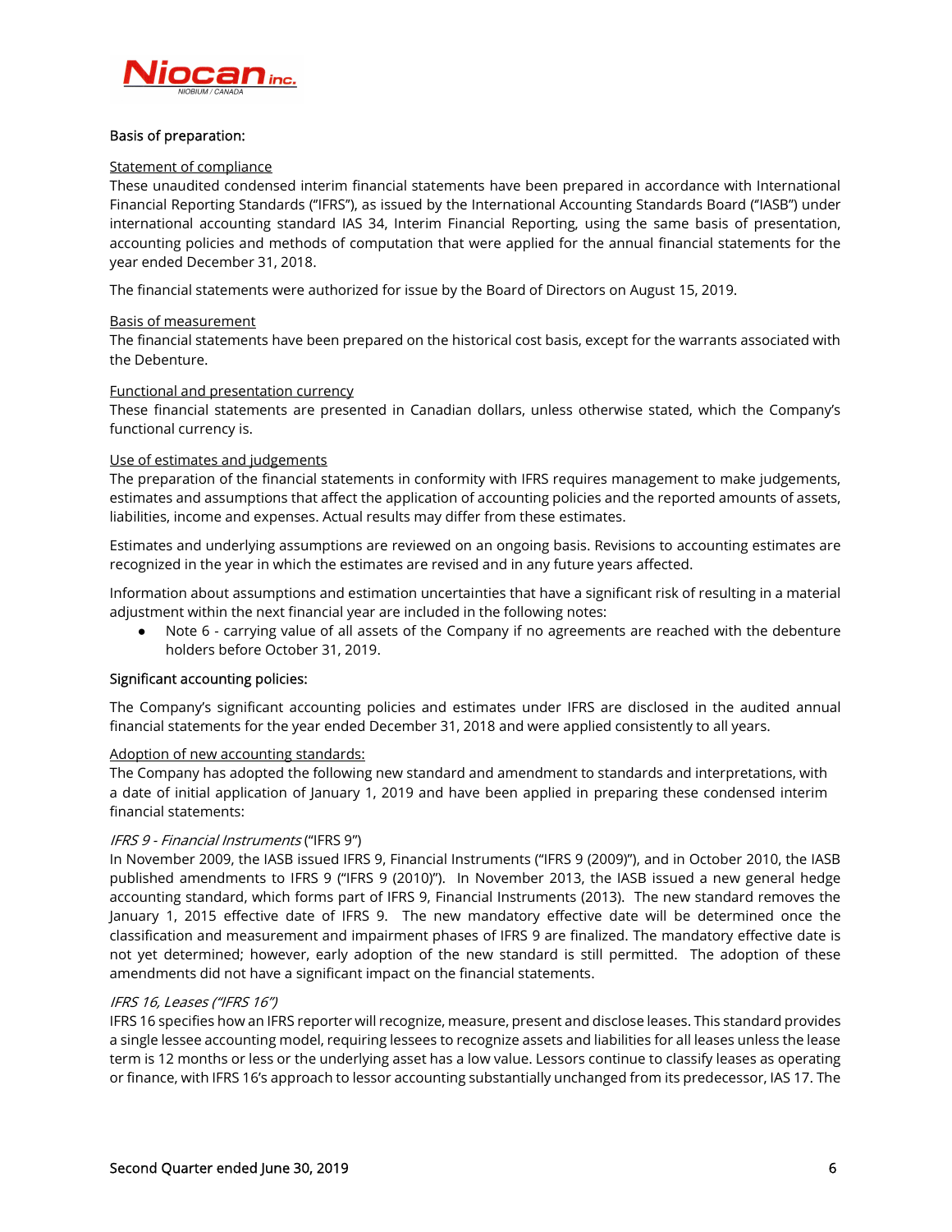## Basis of preparation:

### Statement of compliance

These unaudited condensed interim financial statements have been prepared in accordance with International Financial Reporting Standards ("IFRS"), as issued by the International Accounting Standards Board ("IASB") under international accounting standard IAS 34, Interim Financial Reporting, using the same basis of presentation, accounting policies and methods of computation that were applied for the annual financial statements for the year ended December 31, 2018.

The financial statements were authorized for issue by the Board of Directors on August 15, 2019.

### Basis of measurement

The financial statements have been prepared on the historical cost basis, except for the warrants associated with the Debenture.

### Functional and presentation currency

These financial statements are presented in Canadian dollars, unless otherwise stated, which the Company's functional currency is.

### Use of estimates and judgements

The preparation of the financial statements in conformity with IFRS requires management to make judgements, estimates and assumptions that affect the application of accounting policies and the reported amounts of assets, liabilities, income and expenses. Actual results may differ from these estimates.

Estimates and underlying assumptions are reviewed on an ongoing basis. Revisions to accounting estimates are recognized in the year in which the estimates are revised and in any future years affected.

Information about assumptions and estimation uncertainties that have a significant risk of resulting in a material adjustment within the next financial year are included in the following notes:

- Note 6 - carrying value of all assets of the Company if no agreements are reached with the debenture holders before October 31, 2019.

## Significant accounting policies:

The Company's significant accounting policies and estimates under IFRS are disclosed in the audited annual financial statements for the year ended December 31, 2018 and were applied consistently to all years.

### Adoption of new accounting standards:

The Company has adopted the following new standard and amendment to standards and interpretations, with a date of initial application of January 1, 2019 and have been applied in preparing these condensed interim financial statements:

*IFRS 9 - Financial Instruments* ("IFRS 9")

In November 2009, the IASB issued IFRS 9, Financial Instruments ("IFRS 9 (2009)"), and in October 2010, the IASB published amendments to IFRS 9 ("IFRS 9 (2010)"). In November 2013, the IASB issued a new general hedge accounting standard, which forms part of IFRS 9, Financial Instruments (2013). The new standard removes the January 1, 2015 effective date of IFRS 9. The new mandatory effective date will be determined once the classification and measurement and impairment phases of IFRS 9 are finalized. The mandatory effective date is not yet determined; however, early adoption of the new standard is still permitted. The adoption of these amendments did not have a significant impact on the financial statements.

*IFRS 16, Leases ("IFRS 16")*

IFRS 16 specifies how an IFRS reporter will recognize, measure, present and disclose leases. This standard provides a single lessee accounting model, requiring lessees to recognize assets and liabilities for all leases unless the lease term is 12 months or less or the underlying asset has a low value. Lessors continue to classify leases as operating or finance, with IFRS 16's approach to lessor accounting substantially unchanged from its predecessor, IAS 17. The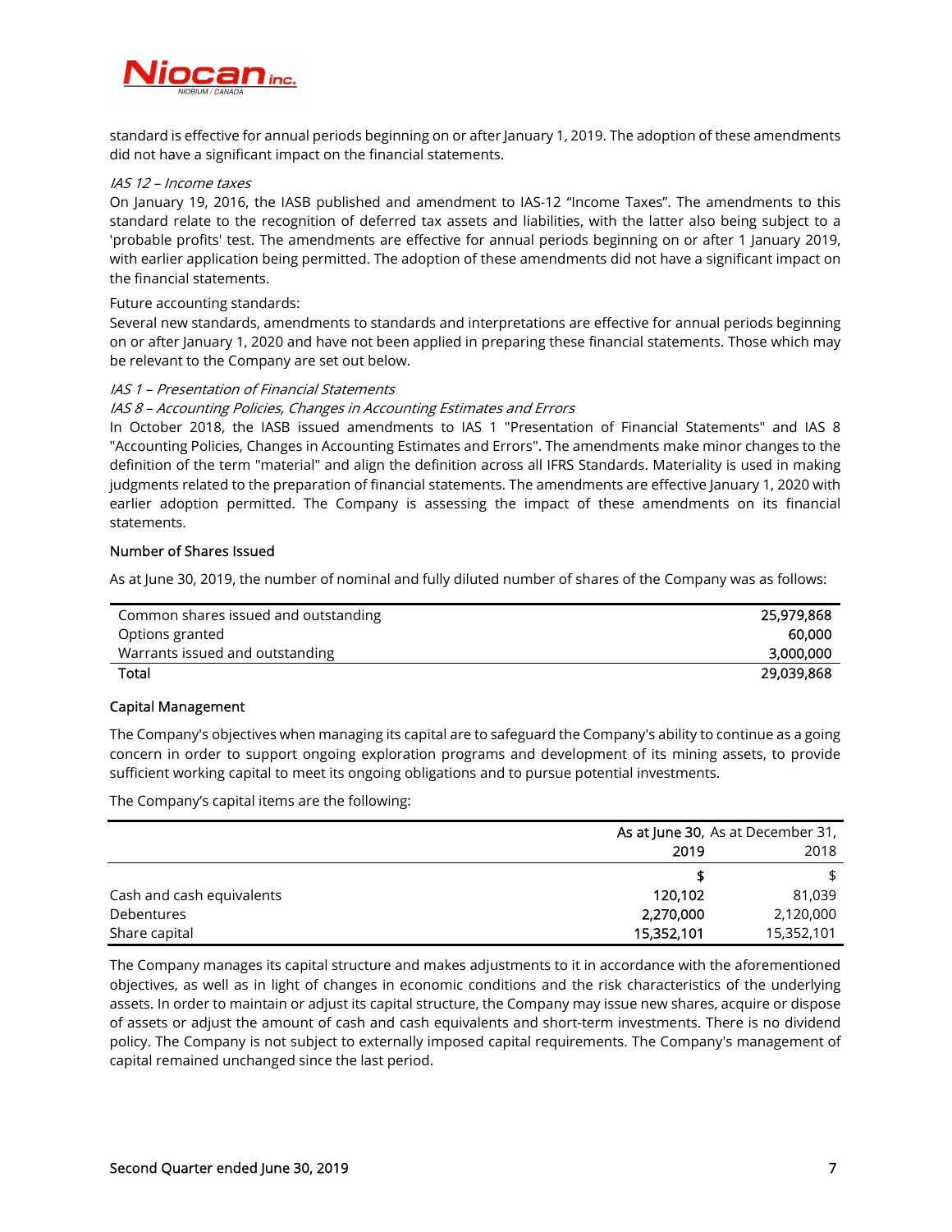standard is effective for annual periods beginning on or after January 1, 2019. The adoption of these amendments did not have a significant impact on the financial statements.

*IAS 12 – Income taxes*

On January 19, 2016, the IASB published and amendment to IAS-12 "Income Taxes". The amendments to this standard relate to the recognition of deferred tax assets and liabilities, with the latter also being subject to a 'probable profits' test. The amendments are effective for annual periods beginning on or after 1 January 2019, with earlier application being permitted. The adoption of these amendments did not have a significant impact on the financial statements.

Future accounting standards:

Several new standards, amendments to standards and interpretations are effective for annual periods beginning on or after January 1, 2020 and have not been applied in preparing these financial statements. Those which may be relevant to the Company are set out below.

*IAS 1 – Presentation of Financial Statements*

*IAS 8 – Accounting Policies, Changes in Accounting Estimates and Errors*

In October 2018, the IASB issued amendments to IAS 1 "Presentation of Financial Statements" and IAS 8 "Accounting Policies, Changes in Accounting Estimates and Errors". The amendments make minor changes to the definition of the term "material" and align the definition across all IFRS Standards. Materiality is used in making judgments related to the preparation of financial statements. The amendments are effective January 1, 2020 with earlier adoption permitted. The Company is assessing the impact of these amendments on its financial statements.

### Number of Shares Issued

As at June 30, 2019, the number of nominal and fully diluted number of shares of the Company was as follows:

| | |
|---|---:|
| Common shares issued and outstanding | 25,979,868 |
| Options granted | 60,000 |
| Warrants issued and outstanding | 3,000,000 |
| Total | 29,039,868 |

### Capital Management

The Company's objectives when managing its capital are to safeguard the Company's ability to continue as a going concern in order to support ongoing exploration programs and development of its mining assets, to provide sufficient working capital to meet its ongoing obligations and to pursue potential investments.

The Company's capital items are the following:

| | **As at June 30, 2019** | As at December 31, 2018 |
|---|---:|---:|
| | **$** | $ |
| Cash and cash equivalents | **120,102** | 81,039 |
| Debentures | **2,270,000** | 2,120,000 |
| Share capital | **15,352,101** | 15,352,101 |

The Company manages its capital structure and makes adjustments to it in accordance with the aforementioned objectives, as well as in light of changes in economic conditions and the risk characteristics of the underlying assets. In order to maintain or adjust its capital structure, the Company may issue new shares, acquire or dispose of assets or adjust the amount of cash and cash equivalents and short-term investments. There is no dividend policy. The Company is not subject to externally imposed capital requirements. The Company's management of capital remained unchanged since the last period.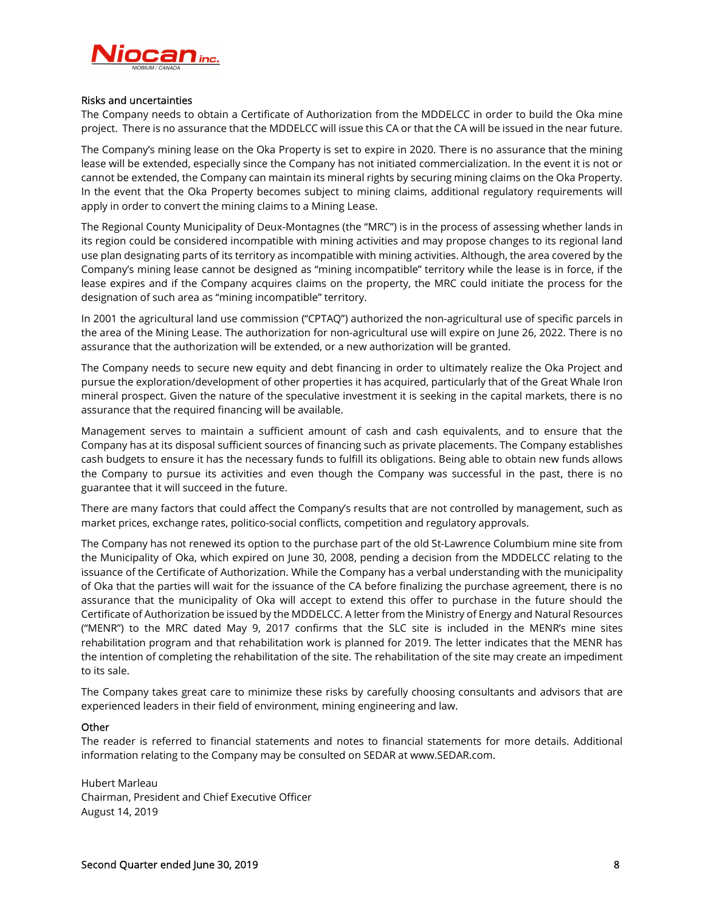### Risks and uncertainties

The Company needs to obtain a Certificate of Authorization from the MDDELCC in order to build the Oka mine project. There is no assurance that the MDDELCC will issue this CA or that the CA will be issued in the near future.

The Company's mining lease on the Oka Property is set to expire in 2020. There is no assurance that the mining lease will be extended, especially since the Company has not initiated commercialization. In the event it is not or cannot be extended, the Company can maintain its mineral rights by securing mining claims on the Oka Property. In the event that the Oka Property becomes subject to mining claims, additional regulatory requirements will apply in order to convert the mining claims to a Mining Lease.

The Regional County Municipality of Deux-Montagnes (the "MRC") is in the process of assessing whether lands in its region could be considered incompatible with mining activities and may propose changes to its regional land use plan designating parts of its territory as incompatible with mining activities. Although, the area covered by the Company's mining lease cannot be designed as "mining incompatible" territory while the lease is in force, if the lease expires and if the Company acquires claims on the property, the MRC could initiate the process for the designation of such area as "mining incompatible" territory.

In 2001 the agricultural land use commission ("CPTAQ") authorized the non-agricultural use of specific parcels in the area of the Mining Lease. The authorization for non-agricultural use will expire on June 26, 2022. There is no assurance that the authorization will be extended, or a new authorization will be granted.

The Company needs to secure new equity and debt financing in order to ultimately realize the Oka Project and pursue the exploration/development of other properties it has acquired, particularly that of the Great Whale Iron mineral prospect. Given the nature of the speculative investment it is seeking in the capital markets, there is no assurance that the required financing will be available.

Management serves to maintain a sufficient amount of cash and cash equivalents, and to ensure that the Company has at its disposal sufficient sources of financing such as private placements. The Company establishes cash budgets to ensure it has the necessary funds to fulfill its obligations. Being able to obtain new funds allows the Company to pursue its activities and even though the Company was successful in the past, there is no guarantee that it will succeed in the future.

There are many factors that could affect the Company's results that are not controlled by management, such as market prices, exchange rates, politico-social conflicts, competition and regulatory approvals.

The Company has not renewed its option to the purchase part of the old St-Lawrence Columbium mine site from the Municipality of Oka, which expired on June 30, 2008, pending a decision from the MDDELCC relating to the issuance of the Certificate of Authorization. While the Company has a verbal understanding with the municipality of Oka that the parties will wait for the issuance of the CA before finalizing the purchase agreement, there is no assurance that the municipality of Oka will accept to extend this offer to purchase in the future should the Certificate of Authorization be issued by the MDDELCC. A letter from the Ministry of Energy and Natural Resources ("MENR") to the MRC dated May 9, 2017 confirms that the SLC site is included in the MENR's mine sites rehabilitation program and that rehabilitation work is planned for 2019. The letter indicates that the MENR has the intention of completing the rehabilitation of the site. The rehabilitation of the site may create an impediment to its sale.

The Company takes great care to minimize these risks by carefully choosing consultants and advisors that are experienced leaders in their field of environment, mining engineering and law.

### Other

The reader is referred to financial statements and notes to financial statements for more details. Additional information relating to the Company may be consulted on SEDAR at www.SEDAR.com.

Hubert Marleau
Chairman, President and Chief Executive Officer
August 14, 2019